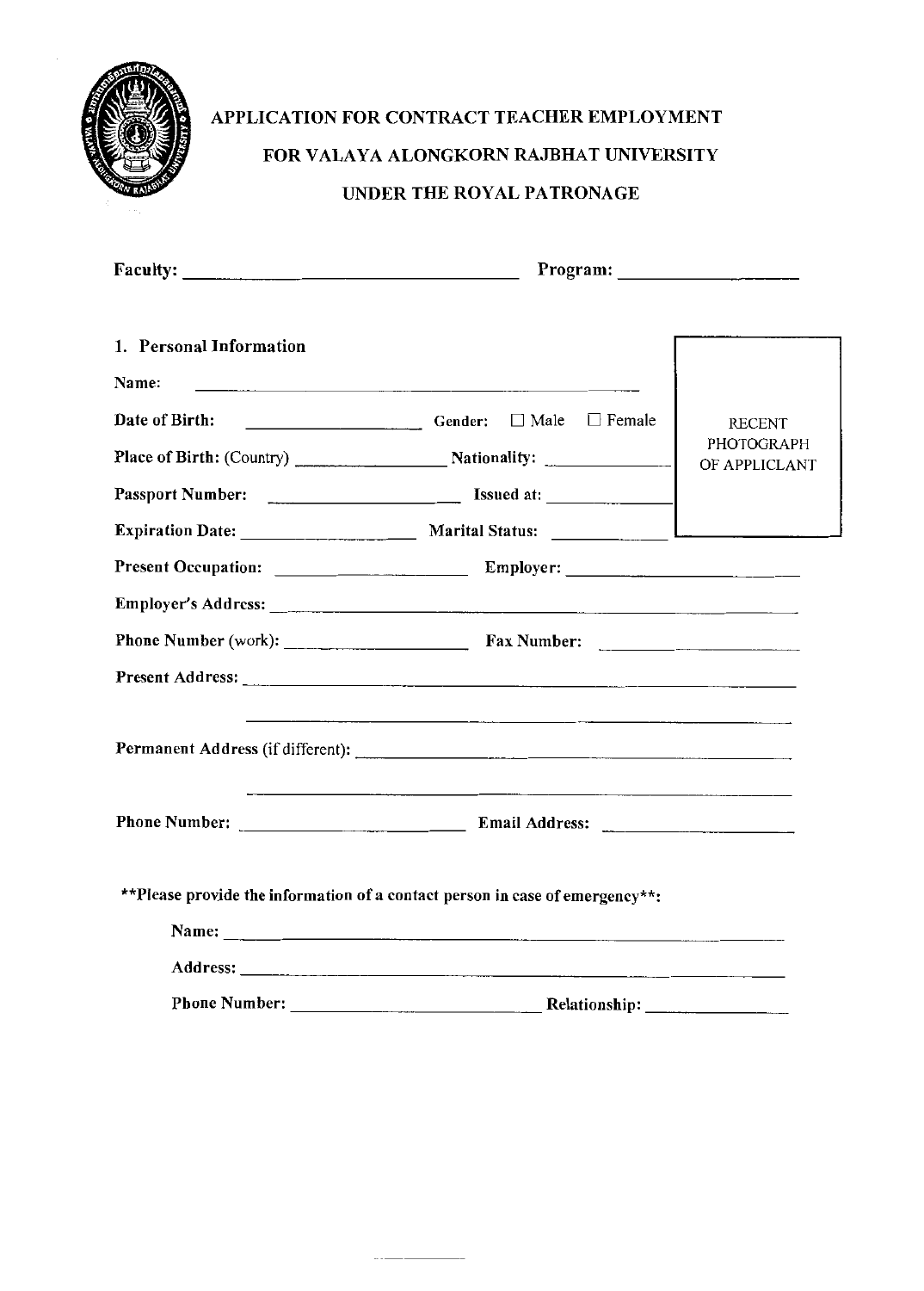# APPLICATION FOR CONTRACT TEACHER EMPLOYMENT

# FOR VALAYA ALONGKORN RAJBHAT UNIVERSITY

# UNDER THE ROYAL PATRONAGE

**Faculty:** ______________________________ **Program:** ____________________

## 1. Personal Information

RECENT PHOTOGRAPH OF APPLICLANT

**Name:** ______________________________________________

**Date of Birth:** ____________________ **Gender:** ☐ Male ☐ Female

**Place of Birth:** (Country) ________________ **Nationality:** ______________

**Passport Number:** ____________________ **Issued at:** ______________

**Expiration Date:** ____________________ **Marital Status:** ____________

**Present Occupation:** ____________________ **Employer:** ______________________

**Employer's Address:** ____________________________________________________

**Phone Number** (work): ____________________ **Fax Number:** ____________________

**Present Address:** ____________________________________________________

____________________________________________________

**Permanent Address** (if different): ______________________________________

____________________________________________________

**Phone Number:** ______________________ **Email Address:** ____________________

**Please provide the information of a contact person in case of emergency**:

**Name:** ____________________________________________________

**Address:** ____________________________________________________

**Phone Number:** ____________________________ **Relationship:** ________________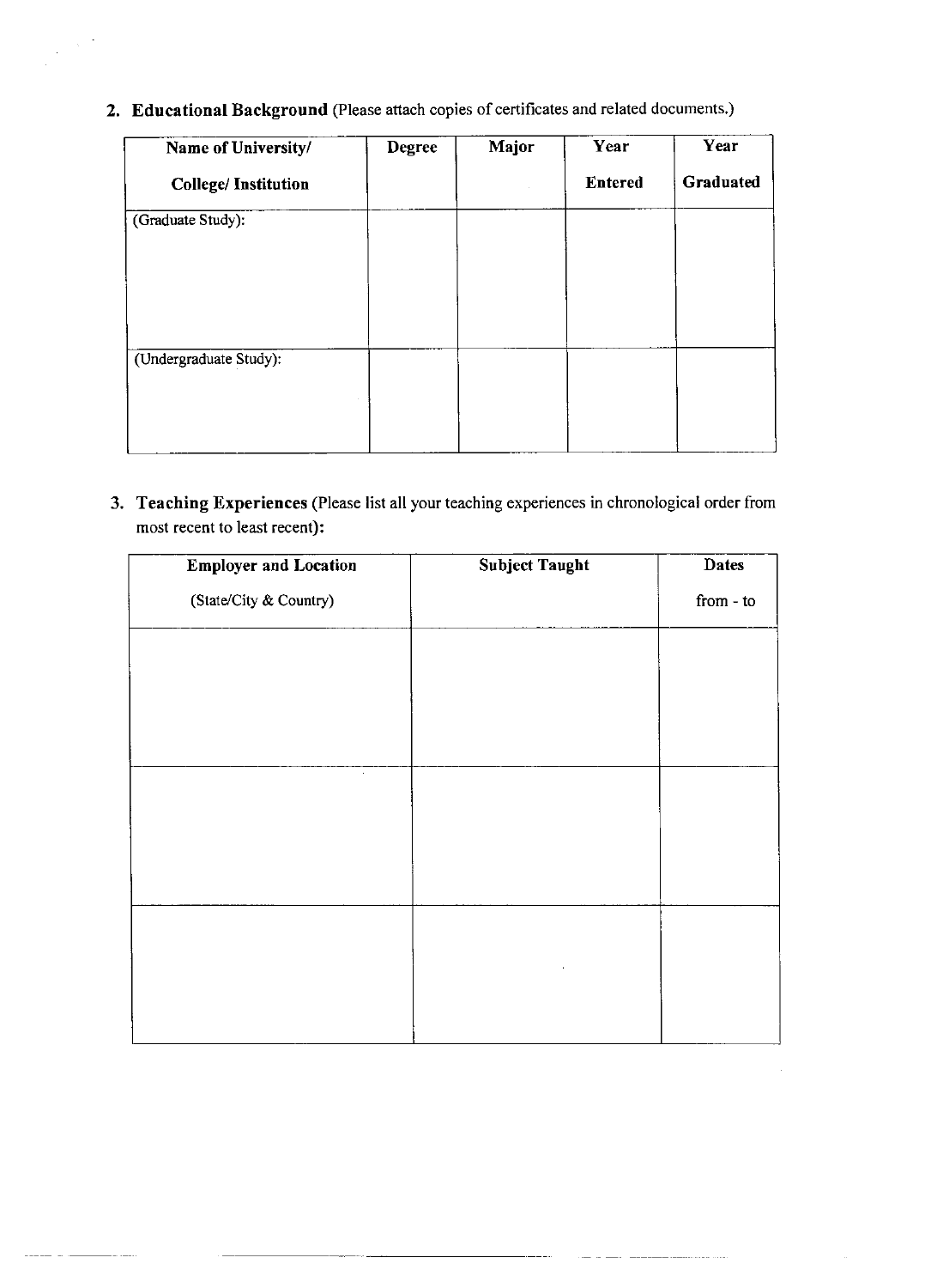2. **Educational Background** (Please attach copies of certificates and related documents.)

| Name of University/ College/ Institution | Degree | Major | Year Entered | Year Graduated |
|---|---|---|---|---|
| (Graduate Study): | | | | |
| (Undergraduate Study): | | | | |

3. **Teaching Experiences** (Please list all your teaching experiences in chronological order from most recent to least recent):

| Employer and Location (State/City & Country) | Subject Taught | Dates from - to |
|---|---|---|
| | | |
| | | |
| | | |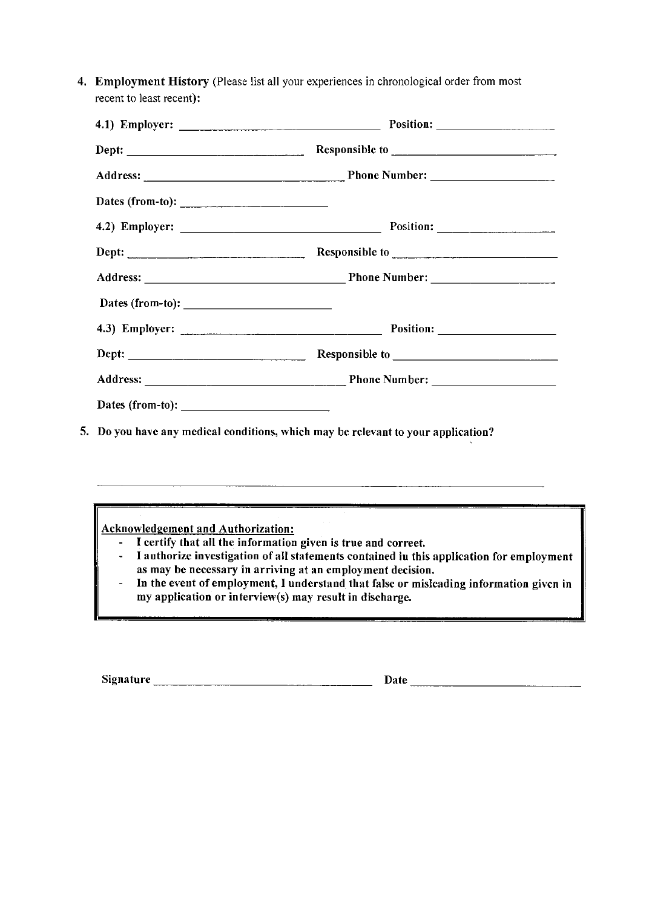4. **Employment History** (Please list all your experiences in chronological order from most recent to least recent):

   **4.1) Employer:** ______________________________ **Position:** ____________________

   **Dept:** ____________________________ **Responsible to** ___________________________

   **Address:** ______________________________ **Phone Number:** ____________________

   **Dates (from-to):** ______________________

   **4.2) Employer:** ______________________________ **Position:** ____________________

   **Dept:** ____________________________ **Responsible to** ___________________________

   **Address:** ______________________________ **Phone Number:** ____________________

   **Dates (from-to):** ______________________

   **4.3) Employer:** ______________________________ **Position:** ____________________

   **Dept:** ____________________________ **Responsible to** ___________________________

   **Address:** ______________________________ **Phone Number:** ____________________

   **Dates (from-to):** ______________________

5. **Do you have any medical conditions, which may be relevant to your application?**

________________________________________________________________________

**Acknowledgement and Authorization:**

- **I certify that all the information given is true and correct.**
- **I authorize investigation of all statements contained in this application for employment as may be necessary in arriving at an employment decision.**
- **In the event of employment, I understand that false or misleading information given in my application or interview(s) may result in discharge.**

**Signature** ______________________________ **Date** ______________________